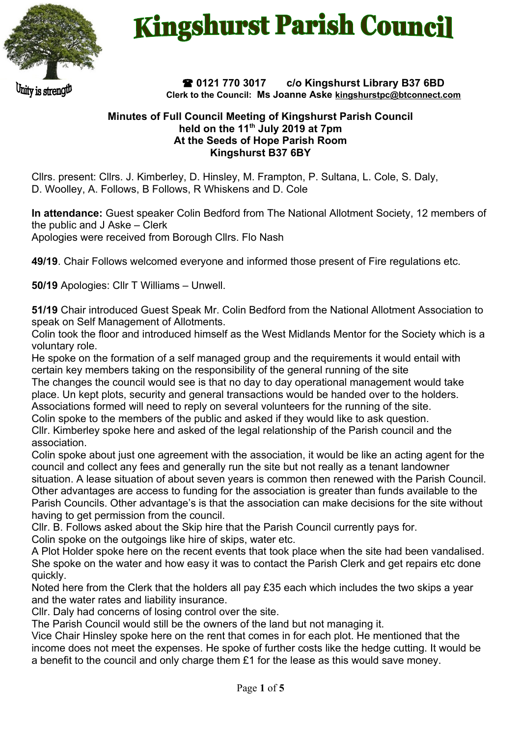# Kingshurst Parish Council

Unity is strength

☎ 0121 770 3017 c/o Kingshurst Library B37 6BD
**Clerk to the Council: Ms Joanne Aske kingshurstpc@btconnect.com**

**Minutes of Full Council Meeting of Kingshurst Parish Council**
**held on the 11th July 2019 at 7pm**
**At the Seeds of Hope Parish Room**
**Kingshurst B37 6BY**

Cllrs. present: Cllrs. J. Kimberley, D. Hinsley, M. Frampton, P. Sultana, L. Cole, S. Daly, D. Woolley, A. Follows, B Follows, R Whiskens and D. Cole

**In attendance:** Guest speaker Colin Bedford from The National Allotment Society, 12 members of the public and J Aske – Clerk
Apologies were received from Borough Cllrs. Flo Nash

**49/19**. Chair Follows welcomed everyone and informed those present of Fire regulations etc.

**50/19** Apologies: Cllr T Williams – Unwell.

**51/19** Chair introduced Guest Speak Mr. Colin Bedford from the National Allotment Association to speak on Self Management of Allotments.
Colin took the floor and introduced himself as the West Midlands Mentor for the Society which is a voluntary role.
He spoke on the formation of a self managed group and the requirements it would entail with certain key members taking on the responsibility of the general running of the site
The changes the council would see is that no day to day operational management would take place. Un kept plots, security and general transactions would be handed over to the holders.
Associations formed will need to reply on several volunteers for the running of the site.
Colin spoke to the members of the public and asked if they would like to ask question.
Cllr. Kimberley spoke here and asked of the legal relationship of the Parish council and the association.
Colin spoke about just one agreement with the association, it would be like an acting agent for the council and collect any fees and generally run the site but not really as a tenant landowner situation. A lease situation of about seven years is common then renewed with the Parish Council.
Other advantages are access to funding for the association is greater than funds available to the Parish Councils. Other advantage's is that the association can make decisions for the site without having to get permission from the council.
Cllr. B. Follows asked about the Skip hire that the Parish Council currently pays for.
Colin spoke on the outgoings like hire of skips, water etc.
A Plot Holder spoke here on the recent events that took place when the site had been vandalised.
She spoke on the water and how easy it was to contact the Parish Clerk and get repairs etc done quickly.
Noted here from the Clerk that the holders all pay £35 each which includes the two skips a year and the water rates and liability insurance.
Cllr. Daly had concerns of losing control over the site.
The Parish Council would still be the owners of the land but not managing it.
Vice Chair Hinsley spoke here on the rent that comes in for each plot. He mentioned that the income does not meet the expenses. He spoke of further costs like the hedge cutting. It would be a benefit to the council and only charge them £1 for the lease as this would save money.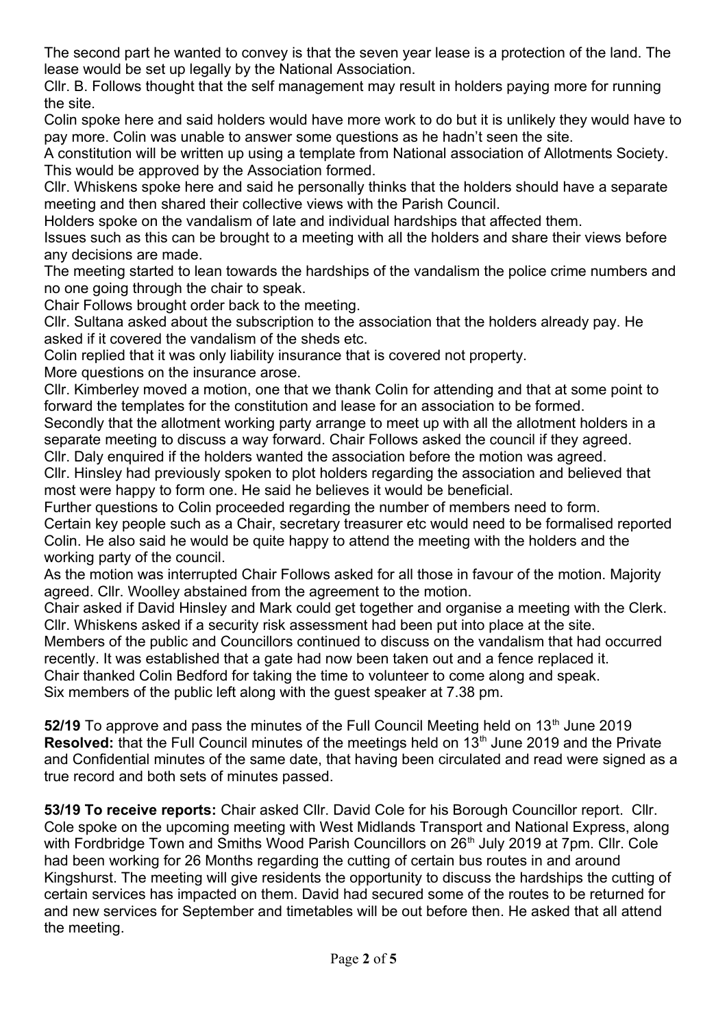The second part he wanted to convey is that the seven year lease is a protection of the land. The lease would be set up legally by the National Association.

Cllr. B. Follows thought that the self management may result in holders paying more for running the site.

Colin spoke here and said holders would have more work to do but it is unlikely they would have to pay more. Colin was unable to answer some questions as he hadn't seen the site.

A constitution will be written up using a template from National association of Allotments Society. This would be approved by the Association formed.

Cllr. Whiskens spoke here and said he personally thinks that the holders should have a separate meeting and then shared their collective views with the Parish Council.

Holders spoke on the vandalism of late and individual hardships that affected them.

Issues such as this can be brought to a meeting with all the holders and share their views before any decisions are made.

The meeting started to lean towards the hardships of the vandalism the police crime numbers and no one going through the chair to speak.

Chair Follows brought order back to the meeting.

Cllr. Sultana asked about the subscription to the association that the holders already pay. He asked if it covered the vandalism of the sheds etc.

Colin replied that it was only liability insurance that is covered not property.

More questions on the insurance arose.

Cllr. Kimberley moved a motion, one that we thank Colin for attending and that at some point to forward the templates for the constitution and lease for an association to be formed.

Secondly that the allotment working party arrange to meet up with all the allotment holders in a separate meeting to discuss a way forward. Chair Follows asked the council if they agreed.

Cllr. Daly enquired if the holders wanted the association before the motion was agreed.

Cllr. Hinsley had previously spoken to plot holders regarding the association and believed that most were happy to form one. He said he believes it would be beneficial.

Further questions to Colin proceeded regarding the number of members need to form.

Certain key people such as a Chair, secretary treasurer etc would need to be formalised reported Colin. He also said he would be quite happy to attend the meeting with the holders and the working party of the council.

As the motion was interrupted Chair Follows asked for all those in favour of the motion. Majority agreed. Cllr. Woolley abstained from the agreement to the motion.

Chair asked if David Hinsley and Mark could get together and organise a meeting with the Clerk.

Cllr. Whiskens asked if a security risk assessment had been put into place at the site.

Members of the public and Councillors continued to discuss on the vandalism that had occurred recently. It was established that a gate had now been taken out and a fence replaced it.

Chair thanked Colin Bedford for taking the time to volunteer to come along and speak.

Six members of the public left along with the guest speaker at 7.38 pm.

**52/19** To approve and pass the minutes of the Full Council Meeting held on 13th June 2019
**Resolved:** that the Full Council minutes of the meetings held on 13th June 2019 and the Private and Confidential minutes of the same date, that having been circulated and read were signed as a true record and both sets of minutes passed.

**53/19 To receive reports:** Chair asked Cllr. David Cole for his Borough Councillor report. Cllr. Cole spoke on the upcoming meeting with West Midlands Transport and National Express, along with Fordbridge Town and Smiths Wood Parish Councillors on 26th July 2019 at 7pm. Cllr. Cole had been working for 26 Months regarding the cutting of certain bus routes in and around Kingshurst. The meeting will give residents the opportunity to discuss the hardships the cutting of certain services has impacted on them. David had secured some of the routes to be returned for and new services for September and timetables will be out before then. He asked that all attend the meeting.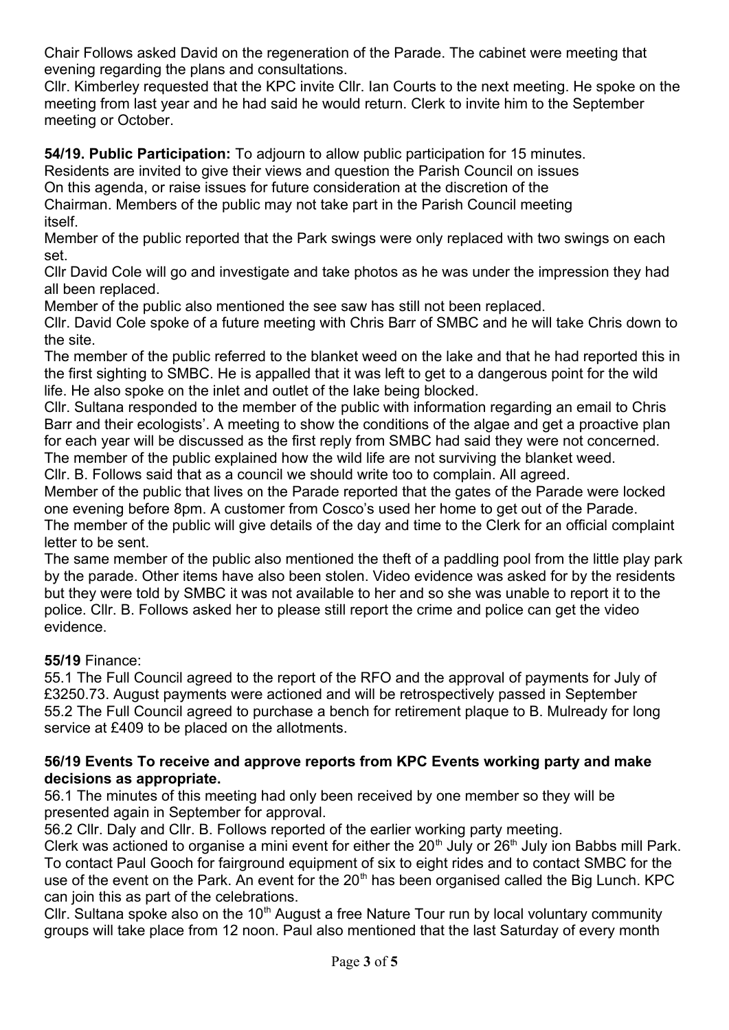Chair Follows asked David on the regeneration of the Parade. The cabinet were meeting that evening regarding the plans and consultations.

Cllr. Kimberley requested that the KPC invite Cllr. Ian Courts to the next meeting. He spoke on the meeting from last year and he had said he would return. Clerk to invite him to the September meeting or October.

**54/19. Public Participation:** To adjourn to allow public participation for 15 minutes.
Residents are invited to give their views and question the Parish Council on issues
On this agenda, or raise issues for future consideration at the discretion of the
Chairman. Members of the public may not take part in the Parish Council meeting
itself.

Member of the public reported that the Park swings were only replaced with two swings on each set.

Cllr David Cole will go and investigate and take photos as he was under the impression they had all been replaced.

Member of the public also mentioned the see saw has still not been replaced.

Cllr. David Cole spoke of a future meeting with Chris Barr of SMBC and he will take Chris down to the site.

The member of the public referred to the blanket weed on the lake and that he had reported this in the first sighting to SMBC. He is appalled that it was left to get to a dangerous point for the wild life. He also spoke on the inlet and outlet of the lake being blocked.

Cllr. Sultana responded to the member of the public with information regarding an email to Chris Barr and their ecologists'. A meeting to show the conditions of the algae and get a proactive plan for each year will be discussed as the first reply from SMBC had said they were not concerned.

The member of the public explained how the wild life are not surviving the blanket weed.

Cllr. B. Follows said that as a council we should write too to complain. All agreed.

Member of the public that lives on the Parade reported that the gates of the Parade were locked one evening before 8pm. A customer from Cosco's used her home to get out of the Parade.

The member of the public will give details of the day and time to the Clerk for an official complaint letter to be sent.

The same member of the public also mentioned the theft of a paddling pool from the little play park by the parade. Other items have also been stolen. Video evidence was asked for by the residents but they were told by SMBC it was not available to her and so she was unable to report it to the police. Cllr. B. Follows asked her to please still report the crime and police can get the video evidence.

**55/19** Finance:

55.1 The Full Council agreed to the report of the RFO and the approval of payments for July of £3250.73. August payments were actioned and will be retrospectively passed in September

55.2 The Full Council agreed to purchase a bench for retirement plaque to B. Mulready for long service at £409 to be placed on the allotments.

**56/19 Events To receive and approve reports from KPC Events working party and make decisions as appropriate.**

56.1 The minutes of this meeting had only been received by one member so they will be presented again in September for approval.

56.2 Cllr. Daly and Cllr. B. Follows reported of the earlier working party meeting.

Clerk was actioned to organise a mini event for either the 20th July or 26th July ion Babbs mill Park. To contact Paul Gooch for fairground equipment of six to eight rides and to contact SMBC for the use of the event on the Park. An event for the 20th has been organised called the Big Lunch. KPC can join this as part of the celebrations.

Cllr. Sultana spoke also on the 10th August a free Nature Tour run by local voluntary community groups will take place from 12 noon. Paul also mentioned that the last Saturday of every month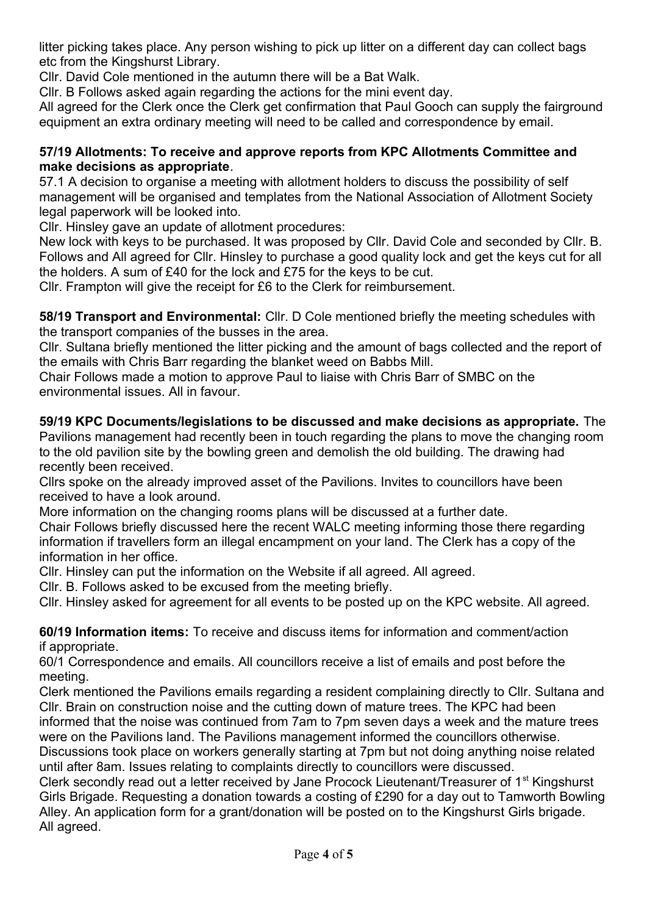litter picking takes place. Any person wishing to pick up litter on a different day can collect bags etc from the Kingshurst Library.

Cllr. David Cole mentioned in the autumn there will be a Bat Walk.

Cllr. B Follows asked again regarding the actions for the mini event day.

All agreed for the Clerk once the Clerk get confirmation that Paul Gooch can supply the fairground equipment an extra ordinary meeting will need to be called and correspondence by email.

**57/19 Allotments: To receive and approve reports from KPC Allotments Committee and make decisions as appropriate**.

57.1 A decision to organise a meeting with allotment holders to discuss the possibility of self management will be organised and templates from the National Association of Allotment Society legal paperwork will be looked into.

Cllr. Hinsley gave an update of allotment procedures:

New lock with keys to be purchased. It was proposed by Cllr. David Cole and seconded by Cllr. B. Follows and All agreed for Cllr. Hinsley to purchase a good quality lock and get the keys cut for all the holders. A sum of £40 for the lock and £75 for the keys to be cut.

Cllr. Frampton will give the receipt for £6 to the Clerk for reimbursement.

**58/19 Transport and Environmental:** Cllr. D Cole mentioned briefly the meeting schedules with the transport companies of the busses in the area.

Cllr. Sultana briefly mentioned the litter picking and the amount of bags collected and the report of the emails with Chris Barr regarding the blanket weed on Babbs Mill.

Chair Follows made a motion to approve Paul to liaise with Chris Barr of SMBC on the environmental issues. All in favour.

**59/19 KPC Documents/legislations to be discussed and make decisions as appropriate.** The Pavilions management had recently been in touch regarding the plans to move the changing room to the old pavilion site by the bowling green and demolish the old building. The drawing had recently been received.

Cllrs spoke on the already improved asset of the Pavilions. Invites to councillors have been received to have a look around.

More information on the changing rooms plans will be discussed at a further date.

Chair Follows briefly discussed here the recent WALC meeting informing those there regarding information if travellers form an illegal encampment on your land. The Clerk has a copy of the information in her office.

Cllr. Hinsley can put the information on the Website if all agreed. All agreed.

Cllr. B. Follows asked to be excused from the meeting briefly.

Cllr. Hinsley asked for agreement for all events to be posted up on the KPC website. All agreed.

**60/19 Information items:** To receive and discuss items for information and comment/action if appropriate.

60/1 Correspondence and emails. All councillors receive a list of emails and post before the meeting.

Clerk mentioned the Pavilions emails regarding a resident complaining directly to Cllr. Sultana and Cllr. Brain on construction noise and the cutting down of mature trees. The KPC had been informed that the noise was continued from 7am to 7pm seven days a week and the mature trees were on the Pavilions land. The Pavilions management informed the councillors otherwise. Discussions took place on workers generally starting at 7pm but not doing anything noise related until after 8am. Issues relating to complaints directly to councillors were discussed.

Clerk secondly read out a letter received by Jane Procock Lieutenant/Treasurer of 1st Kingshurst Girls Brigade. Requesting a donation towards a costing of £290 for a day out to Tamworth Bowling Alley. An application form for a grant/donation will be posted on to the Kingshurst Girls brigade. All agreed.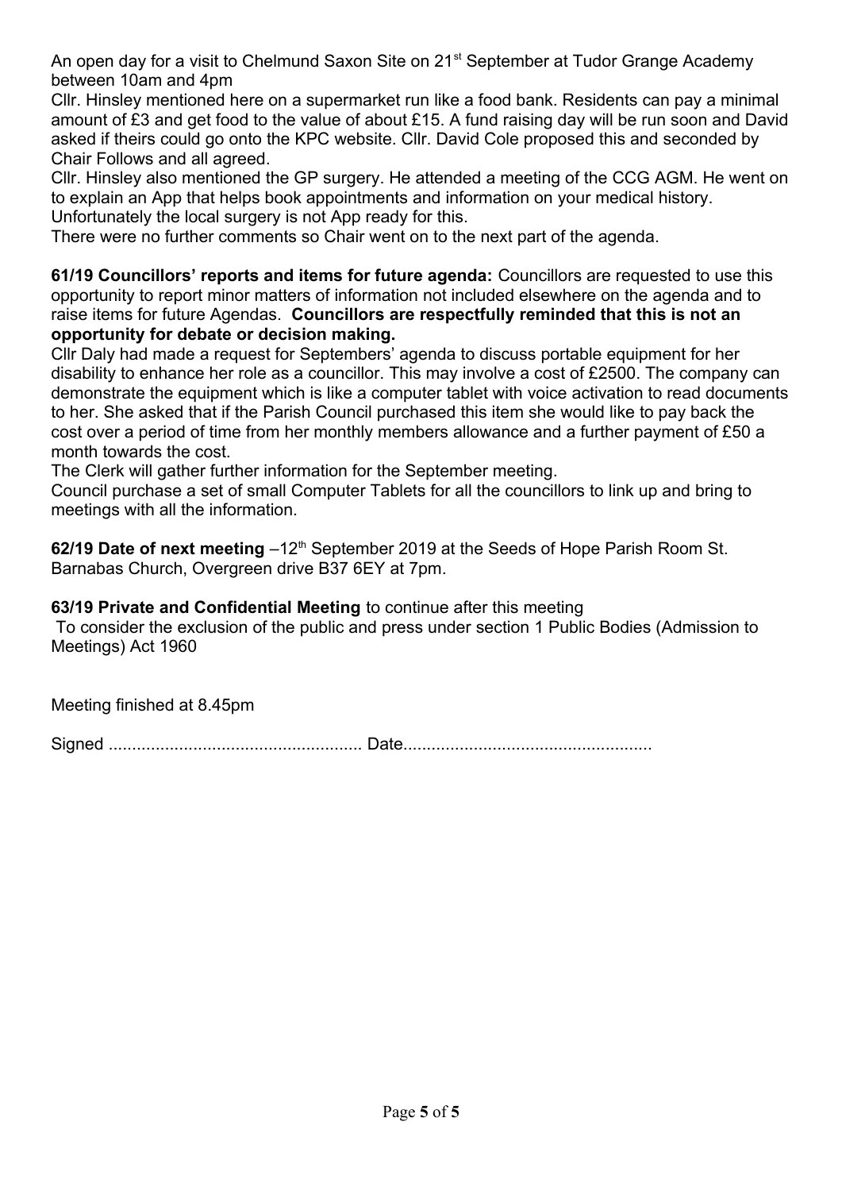An open day for a visit to Chelmund Saxon Site on 21st September at Tudor Grange Academy between 10am and 4pm

Cllr. Hinsley mentioned here on a supermarket run like a food bank. Residents can pay a minimal amount of £3 and get food to the value of about £15. A fund raising day will be run soon and David asked if theirs could go onto the KPC website. Cllr. David Cole proposed this and seconded by Chair Follows and all agreed.

Cllr. Hinsley also mentioned the GP surgery. He attended a meeting of the CCG AGM. He went on to explain an App that helps book appointments and information on your medical history. Unfortunately the local surgery is not App ready for this.

There were no further comments so Chair went on to the next part of the agenda.

**61/19 Councillors' reports and items for future agenda:** Councillors are requested to use this opportunity to report minor matters of information not included elsewhere on the agenda and to raise items for future Agendas. **Councillors are respectfully reminded that this is not an opportunity for debate or decision making.**

Cllr Daly had made a request for Septembers' agenda to discuss portable equipment for her disability to enhance her role as a councillor. This may involve a cost of £2500. The company can demonstrate the equipment which is like a computer tablet with voice activation to read documents to her. She asked that if the Parish Council purchased this item she would like to pay back the cost over a period of time from her monthly members allowance and a further payment of £50 a month towards the cost.

The Clerk will gather further information for the September meeting.

Council purchase a set of small Computer Tablets for all the councillors to link up and bring to meetings with all the information.

**62/19 Date of next meeting** –12th September 2019 at the Seeds of Hope Parish Room St. Barnabas Church, Overgreen drive B37 6EY at 7pm.

**63/19 Private and Confidential Meeting** to continue after this meeting

To consider the exclusion of the public and press under section 1 Public Bodies (Admission to Meetings) Act 1960

Meeting finished at 8.45pm

Signed ..................................................... Date....................................................